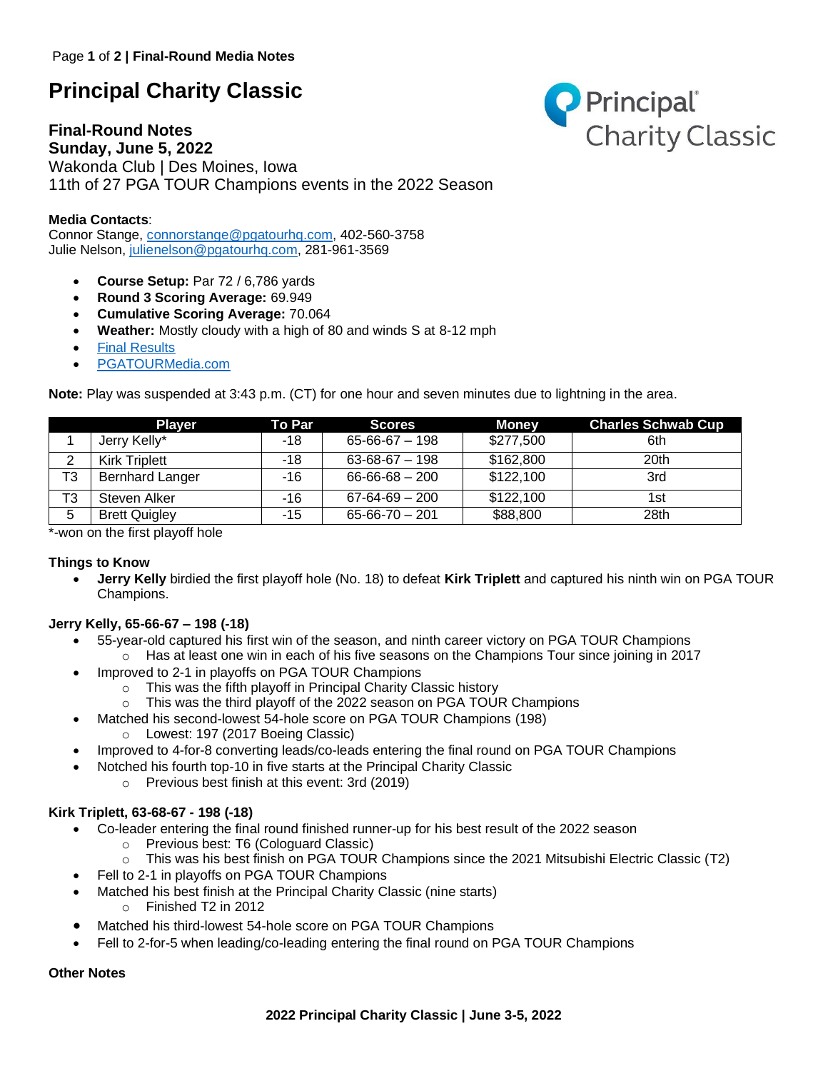# Principal Charity Classic

## Final-Round Notes
**Sunday, June 5, 2022**
Wakonda Club | Des Moines, Iowa
11th of 27 PGA TOUR Champions events in the 2022 Season

**Media Contacts**:
Connor Stange, connorstange@pgatourhq.com, 402-560-3758
Julie Nelson, julienelson@pgatourhq.com, 281-961-3569

- **Course Setup:** Par 72 / 6,786 yards
- **Round 3 Scoring Average:** 69.949
- **Cumulative Scoring Average:** 70.064
- **Weather:** Mostly cloudy with a high of 80 and winds S at 8-12 mph
- Final Results
- PGATOURMedia.com

**Note:** Play was suspended at 3:43 p.m. (CT) for one hour and seven minutes due to lightning in the area.

| | Player | To Par | Scores | Money | Charles Schwab Cup |
|---|---|---|---|---|---|
| 1 | Jerry Kelly* | -18 | 65-66-67 – 198 | $277,500 | 6th |
| 2 | Kirk Triplett | -18 | 63-68-67 – 198 | $162,800 | 20th |
| T3 | Bernhard Langer | -16 | 66-66-68 – 200 | $122,100 | 3rd |
| T3 | Steven Alker | -16 | 67-64-69 – 200 | $122,100 | 1st |
| 5 | Brett Quigley | -15 | 65-66-70 – 201 | $88,800 | 28th |

*-won on the first playoff hole

### Things to Know

- **Jerry Kelly** birdied the first playoff hole (No. 18) to defeat **Kirk Triplett** and captured his ninth win on PGA TOUR Champions.

### Jerry Kelly, 65-66-67 – 198 (-18)

- 55-year-old captured his first win of the season, and ninth career victory on PGA TOUR Champions
  - Has at least one win in each of his five seasons on the Champions Tour since joining in 2017
- Improved to 2-1 in playoffs on PGA TOUR Champions
  - This was the fifth playoff in Principal Charity Classic history
  - This was the third playoff of the 2022 season on PGA TOUR Champions
- Matched his second-lowest 54-hole score on PGA TOUR Champions (198)
  - Lowest: 197 (2017 Boeing Classic)
- Improved to 4-for-8 converting leads/co-leads entering the final round on PGA TOUR Champions
- Notched his fourth top-10 in five starts at the Principal Charity Classic
  - Previous best finish at this event: 3rd (2019)

### Kirk Triplett, 63-68-67 - 198 (-18)

- Co-leader entering the final round finished runner-up for his best result of the 2022 season
  - Previous best: T6 (Cologuard Classic)
  - This was his best finish on PGA TOUR Champions since the 2021 Mitsubishi Electric Classic (T2)
- Fell to 2-1 in playoffs on PGA TOUR Champions
- Matched his best finish at the Principal Charity Classic (nine starts)
  - Finished T2 in 2012
- Matched his third-lowest 54-hole score on PGA TOUR Champions
- Fell to 2-for-5 when leading/co-leading entering the final round on PGA TOUR Champions

### Other Notes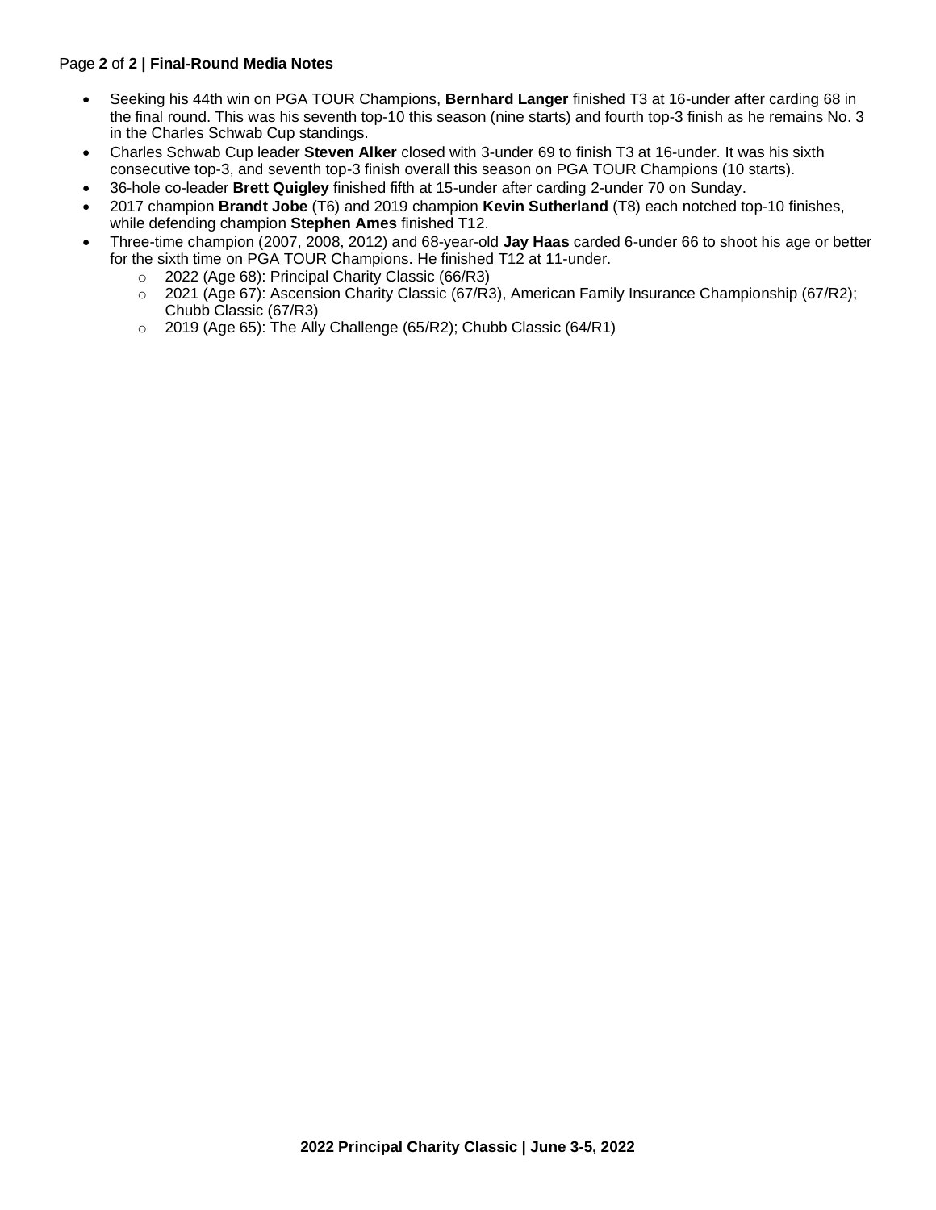- Seeking his 44th win on PGA TOUR Champions, **Bernhard Langer** finished T3 at 16-under after carding 68 in the final round. This was his seventh top-10 this season (nine starts) and fourth top-3 finish as he remains No. 3 in the Charles Schwab Cup standings.
- Charles Schwab Cup leader **Steven Alker** closed with 3-under 69 to finish T3 at 16-under. It was his sixth consecutive top-3, and seventh top-3 finish overall this season on PGA TOUR Champions (10 starts).
- 36-hole co-leader **Brett Quigley** finished fifth at 15-under after carding 2-under 70 on Sunday.
- 2017 champion **Brandt Jobe** (T6) and 2019 champion **Kevin Sutherland** (T8) each notched top-10 finishes, while defending champion **Stephen Ames** finished T12.
- Three-time champion (2007, 2008, 2012) and 68-year-old **Jay Haas** carded 6-under 66 to shoot his age or better for the sixth time on PGA TOUR Champions. He finished T12 at 11-under.
  - 2022 (Age 68): Principal Charity Classic (66/R3)
  - 2021 (Age 67): Ascension Charity Classic (67/R3), American Family Insurance Championship (67/R2); Chubb Classic (67/R3)
  - 2019 (Age 65): The Ally Challenge (65/R2); Chubb Classic (64/R1)